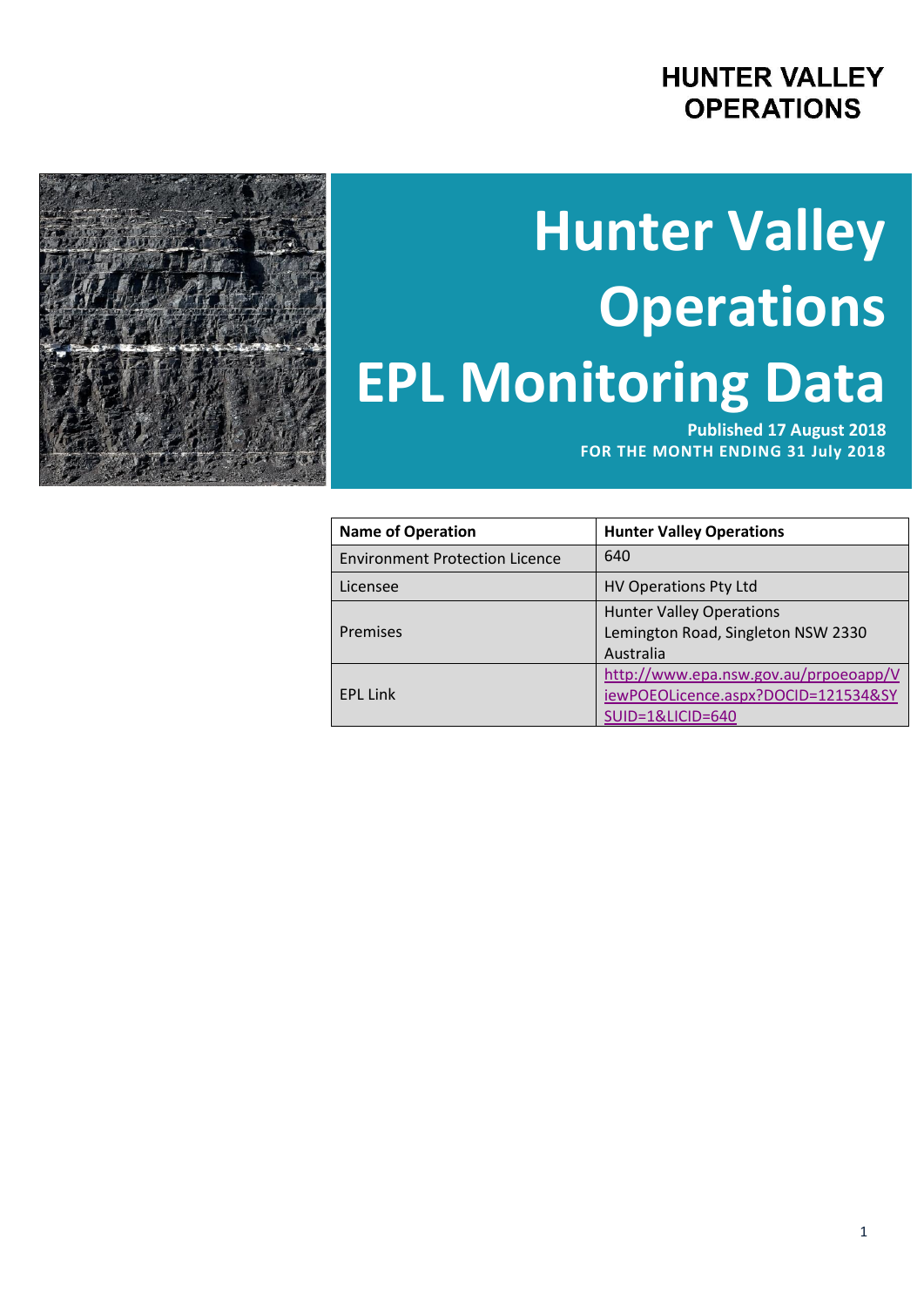HUNTER VALLEY OPERATIONS

# Hunter Valley Operations EPL Monitoring Data

**Published 17 August 2018**
**FOR THE MONTH ENDING 31 July 2018**

| Name of Operation | Hunter Valley Operations |
|---|---|
| Environment Protection Licence | 640 |
| Licensee | HV Operations Pty Ltd |
| Premises | Hunter Valley Operations<br>Lemington Road, Singleton NSW 2330<br>Australia |
| EPL Link | http://www.epa.nsw.gov.au/prpoeoapp/ViewPOEOLicence.aspx?DOCID=121534&SYSUID=1&LICID=640 |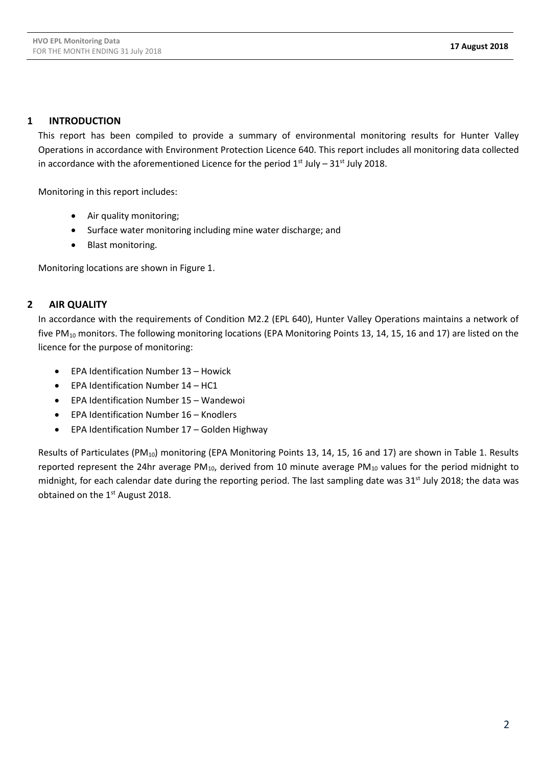## 1 INTRODUCTION

This report has been compiled to provide a summary of environmental monitoring results for Hunter Valley Operations in accordance with Environment Protection Licence 640. This report includes all monitoring data collected in accordance with the aforementioned Licence for the period 1st July – 31st July 2018.

Monitoring in this report includes:

- Air quality monitoring;
- Surface water monitoring including mine water discharge; and
- Blast monitoring.

Monitoring locations are shown in Figure 1.

## 2 AIR QUALITY

In accordance with the requirements of Condition M2.2 (EPL 640), Hunter Valley Operations maintains a network of five $PM_{10}$ monitors. The following monitoring locations (EPA Monitoring Points 13, 14, 15, 16 and 17) are listed on the licence for the purpose of monitoring:

- EPA Identification Number 13 – Howick
- EPA Identification Number 14 – HC1
- EPA Identification Number 15 – Wandewoi
- EPA Identification Number 16 – Knodlers
- EPA Identification Number 17 – Golden Highway

Results of Particulates ($PM_{10}$) monitoring (EPA Monitoring Points 13, 14, 15, 16 and 17) are shown in Table 1. Results reported represent the 24hr average $PM_{10}$, derived from 10 minute average $PM_{10}$ values for the period midnight to midnight, for each calendar date during the reporting period. The last sampling date was 31st July 2018; the data was obtained on the 1st August 2018.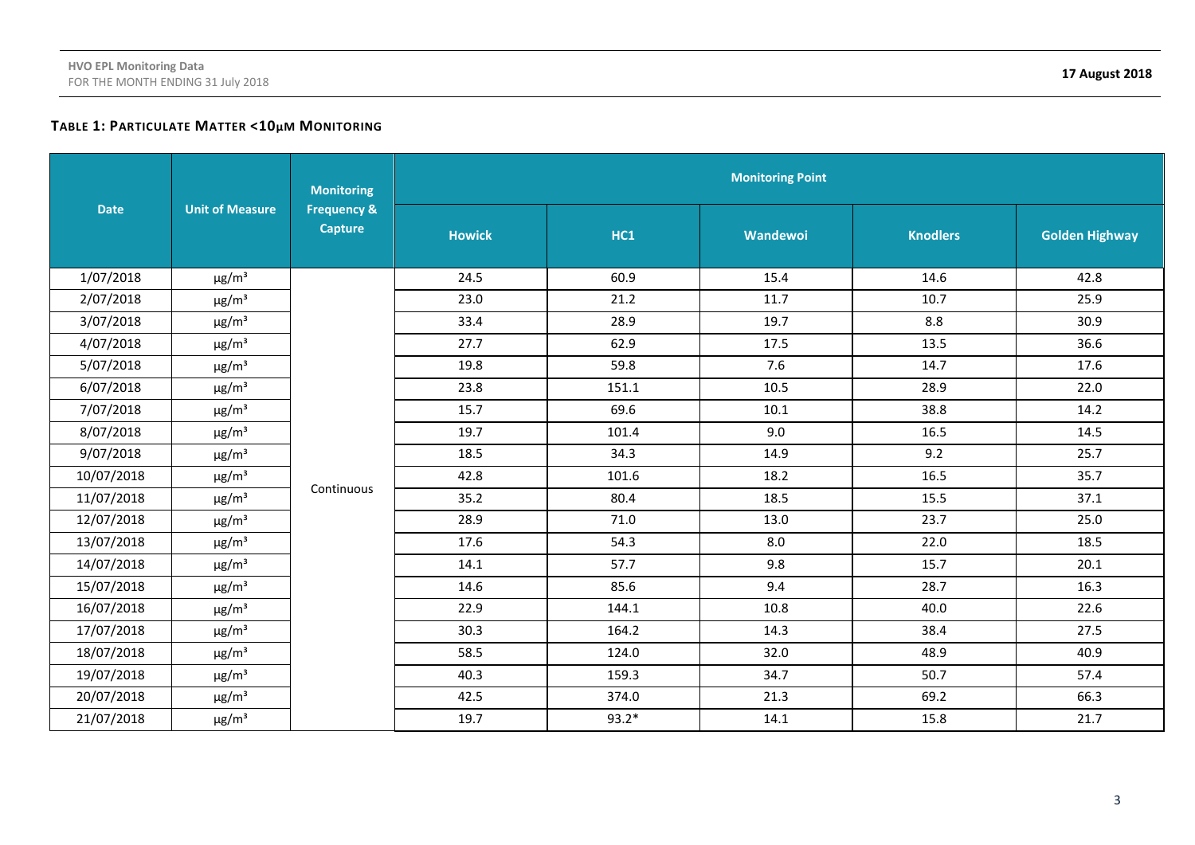### Table 1: Particulate Matter <10µm Monitoring

| Date | Unit of Measure | Monitoring Frequency & Capture | Monitoring Point | | | | |
|---|---|---|---|---|---|---|---|
| | | | Howick | HC1 | Wandewoi | Knodlers | Golden Highway |
| 1/07/2018 | µg/m³ | Continuous | 24.5 | 60.9 | 15.4 | 14.6 | 42.8 |
| 2/07/2018 | µg/m³ | | 23.0 | 21.2 | 11.7 | 10.7 | 25.9 |
| 3/07/2018 | µg/m³ | | 33.4 | 28.9 | 19.7 | 8.8 | 30.9 |
| 4/07/2018 | µg/m³ | | 27.7 | 62.9 | 17.5 | 13.5 | 36.6 |
| 5/07/2018 | µg/m³ | | 19.8 | 59.8 | 7.6 | 14.7 | 17.6 |
| 6/07/2018 | µg/m³ | | 23.8 | 151.1 | 10.5 | 28.9 | 22.0 |
| 7/07/2018 | µg/m³ | | 15.7 | 69.6 | 10.1 | 38.8 | 14.2 |
| 8/07/2018 | µg/m³ | | 19.7 | 101.4 | 9.0 | 16.5 | 14.5 |
| 9/07/2018 | µg/m³ | | 18.5 | 34.3 | 14.9 | 9.2 | 25.7 |
| 10/07/2018 | µg/m³ | | 42.8 | 101.6 | 18.2 | 16.5 | 35.7 |
| 11/07/2018 | µg/m³ | | 35.2 | 80.4 | 18.5 | 15.5 | 37.1 |
| 12/07/2018 | µg/m³ | | 28.9 | 71.0 | 13.0 | 23.7 | 25.0 |
| 13/07/2018 | µg/m³ | | 17.6 | 54.3 | 8.0 | 22.0 | 18.5 |
| 14/07/2018 | µg/m³ | | 14.1 | 57.7 | 9.8 | 15.7 | 20.1 |
| 15/07/2018 | µg/m³ | | 14.6 | 85.6 | 9.4 | 28.7 | 16.3 |
| 16/07/2018 | µg/m³ | | 22.9 | 144.1 | 10.8 | 40.0 | 22.6 |
| 17/07/2018 | µg/m³ | | 30.3 | 164.2 | 14.3 | 38.4 | 27.5 |
| 18/07/2018 | µg/m³ | | 58.5 | 124.0 | 32.0 | 48.9 | 40.9 |
| 19/07/2018 | µg/m³ | | 40.3 | 159.3 | 34.7 | 50.7 | 57.4 |
| 20/07/2018 | µg/m³ | | 42.5 | 374.0 | 21.3 | 69.2 | 66.3 |
| 21/07/2018 | µg/m³ | | 19.7 | 93.2* | 14.1 | 15.8 | 21.7 |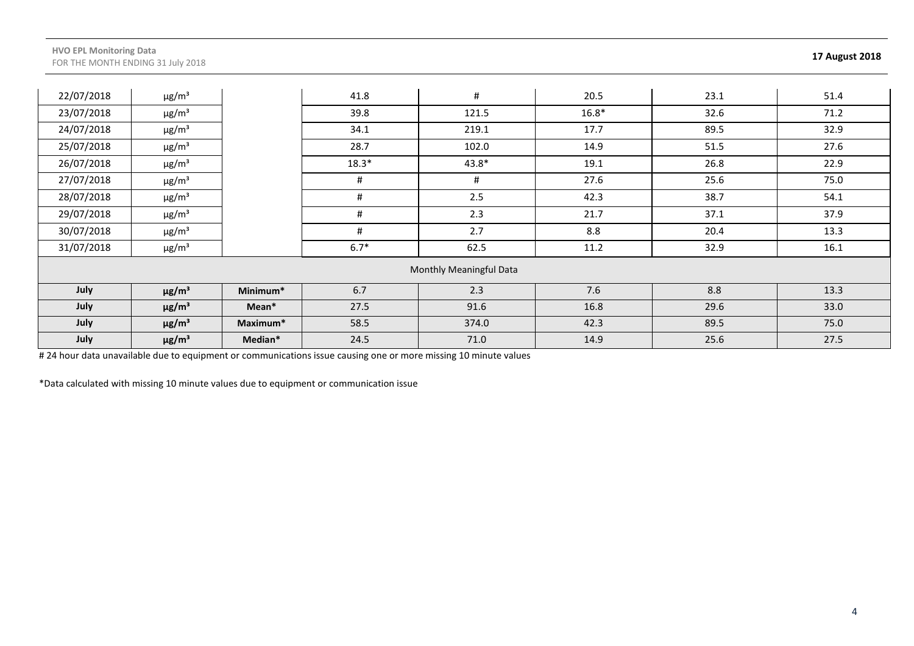| | | | | | | | |
|---|---|---|---|---|---|---|---|
| 22/07/2018 | μg/m³ | | 41.8 | # | 20.5 | 23.1 | 51.4 |
| 23/07/2018 | μg/m³ | | 39.8 | 121.5 | 16.8* | 32.6 | 71.2 |
| 24/07/2018 | μg/m³ | | 34.1 | 219.1 | 17.7 | 89.5 | 32.9 |
| 25/07/2018 | μg/m³ | | 28.7 | 102.0 | 14.9 | 51.5 | 27.6 |
| 26/07/2018 | μg/m³ | | 18.3* | 43.8* | 19.1 | 26.8 | 22.9 |
| 27/07/2018 | μg/m³ | | # | # | 27.6 | 25.6 | 75.0 |
| 28/07/2018 | μg/m³ | | # | 2.5 | 42.3 | 38.7 | 54.1 |
| 29/07/2018 | μg/m³ | | # | 2.3 | 21.7 | 37.1 | 37.9 |
| 30/07/2018 | μg/m³ | | # | 2.7 | 8.8 | 20.4 | 13.3 |
| 31/07/2018 | μg/m³ | | 6.7* | 62.5 | 11.2 | 32.9 | 16.1 |
| Monthly Meaningful Data | | | | | | | |
| **July** | **μg/m³** | **Minimum*** | 6.7 | 2.3 | 7.6 | 8.8 | 13.3 |
| **July** | **μg/m³** | **Mean*** | 27.5 | 91.6 | 16.8 | 29.6 | 33.0 |
| **July** | **μg/m³** | **Maximum*** | 58.5 | 374.0 | 42.3 | 89.5 | 75.0 |
| **July** | **μg/m³** | **Median*** | 24.5 | 71.0 | 14.9 | 25.6 | 27.5 |

# 24 hour data unavailable due to equipment or communications issue causing one or more missing 10 minute values

*Data calculated with missing 10 minute values due to equipment or communication issue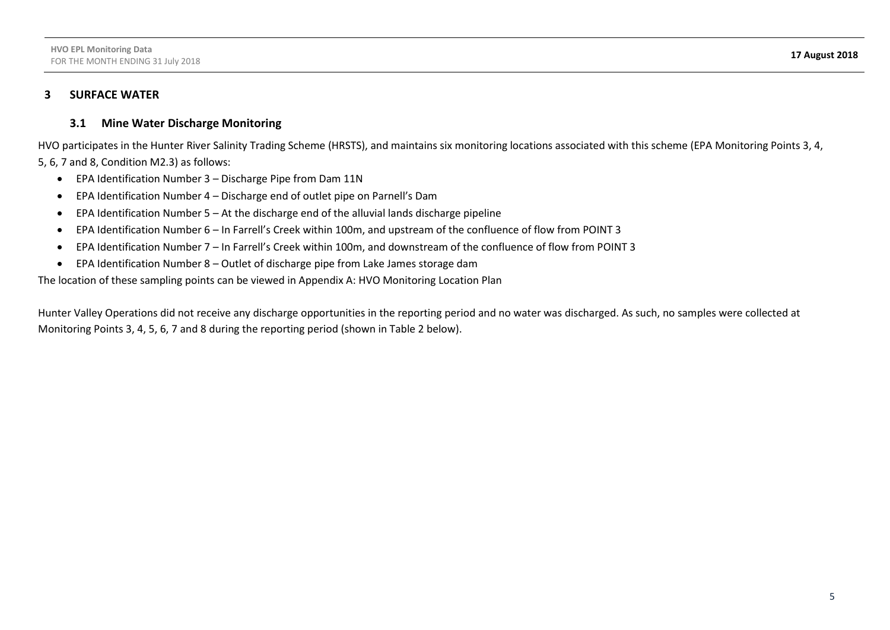## 3 SURFACE WATER

### 3.1 Mine Water Discharge Monitoring

HVO participates in the Hunter River Salinity Trading Scheme (HRSTS), and maintains six monitoring locations associated with this scheme (EPA Monitoring Points 3, 4, 5, 6, 7 and 8, Condition M2.3) as follows:

- EPA Identification Number 3 – Discharge Pipe from Dam 11N
- EPA Identification Number 4 – Discharge end of outlet pipe on Parnell's Dam
- EPA Identification Number 5 – At the discharge end of the alluvial lands discharge pipeline
- EPA Identification Number 6 – In Farrell's Creek within 100m, and upstream of the confluence of flow from POINT 3
- EPA Identification Number 7 – In Farrell's Creek within 100m, and downstream of the confluence of flow from POINT 3
- EPA Identification Number 8 – Outlet of discharge pipe from Lake James storage dam

The location of these sampling points can be viewed in Appendix A: HVO Monitoring Location Plan

Hunter Valley Operations did not receive any discharge opportunities in the reporting period and no water was discharged. As such, no samples were collected at Monitoring Points 3, 4, 5, 6, 7 and 8 during the reporting period (shown in Table 2 below).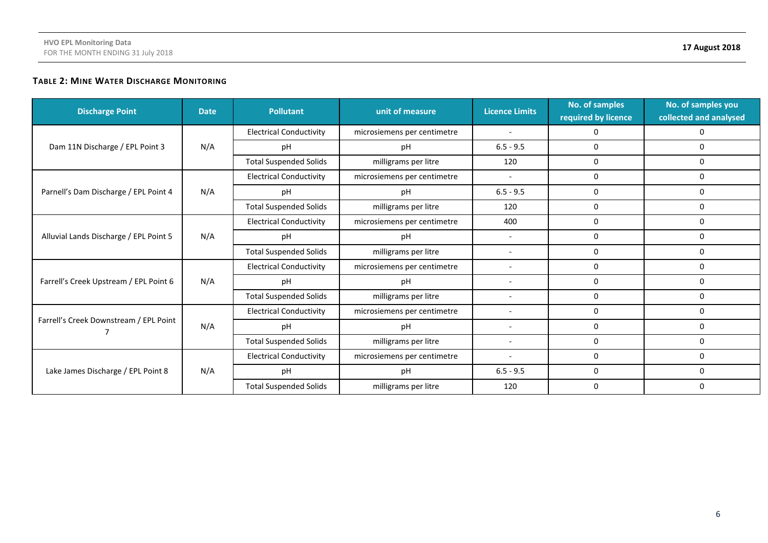### Table 2: Mine Water Discharge Monitoring

| Discharge Point | Date | Pollutant | unit of measure | Licence Limits | No. of samples required by licence | No. of samples you collected and analysed |
|---|---|---|---|---|---|---|
| Dam 11N Discharge / EPL Point 3 | N/A | Electrical Conductivity | microsiemens per centimetre | - | 0 | 0 |
| | | pH | pH | 6.5 - 9.5 | 0 | 0 |
| | | Total Suspended Solids | milligrams per litre | 120 | 0 | 0 |
| Parnell's Dam Discharge / EPL Point 4 | N/A | Electrical Conductivity | microsiemens per centimetre | - | 0 | 0 |
| | | pH | pH | 6.5 - 9.5 | 0 | 0 |
| | | Total Suspended Solids | milligrams per litre | 120 | 0 | 0 |
| Alluvial Lands Discharge / EPL Point 5 | N/A | Electrical Conductivity | microsiemens per centimetre | 400 | 0 | 0 |
| | | pH | pH | - | 0 | 0 |
| | | Total Suspended Solids | milligrams per litre | - | 0 | 0 |
| Farrell's Creek Upstream / EPL Point 6 | N/A | Electrical Conductivity | microsiemens per centimetre | - | 0 | 0 |
| | | pH | pH | - | 0 | 0 |
| | | Total Suspended Solids | milligrams per litre | - | 0 | 0 |
| Farrell's Creek Downstream / EPL Point 7 | N/A | Electrical Conductivity | microsiemens per centimetre | - | 0 | 0 |
| | | pH | pH | - | 0 | 0 |
| | | Total Suspended Solids | milligrams per litre | - | 0 | 0 |
| Lake James Discharge / EPL Point 8 | N/A | Electrical Conductivity | microsiemens per centimetre | - | 0 | 0 |
| | | pH | pH | 6.5 - 9.5 | 0 | 0 |
| | | Total Suspended Solids | milligrams per litre | 120 | 0 | 0 |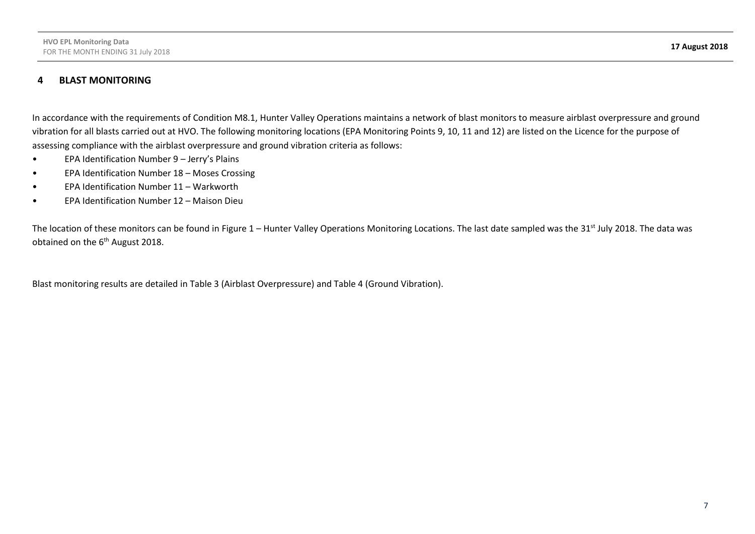## 4 BLAST MONITORING

In accordance with the requirements of Condition M8.1, Hunter Valley Operations maintains a network of blast monitors to measure airblast overpressure and ground vibration for all blasts carried out at HVO. The following monitoring locations (EPA Monitoring Points 9, 10, 11 and 12) are listed on the Licence for the purpose of assessing compliance with the airblast overpressure and ground vibration criteria as follows:

- EPA Identification Number 9 – Jerry's Plains
- EPA Identification Number 18 – Moses Crossing
- EPA Identification Number 11 – Warkworth
- EPA Identification Number 12 – Maison Dieu

The location of these monitors can be found in Figure 1 – Hunter Valley Operations Monitoring Locations. The last date sampled was the 31st July 2018. The data was obtained on the 6th August 2018.

Blast monitoring results are detailed in Table 3 (Airblast Overpressure) and Table 4 (Ground Vibration).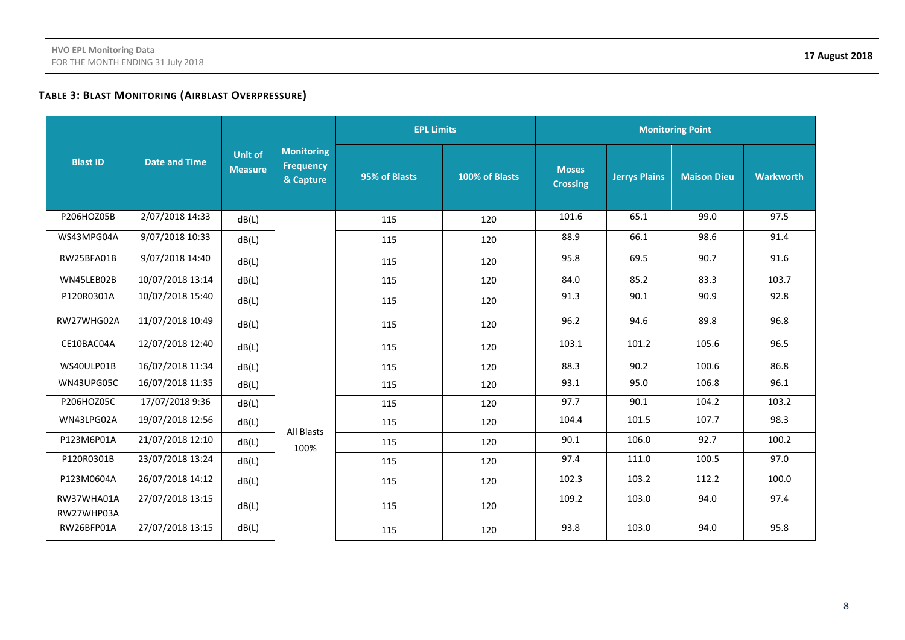### TABLE 3: BLAST MONITORING (AIRBLAST OVERPRESSURE)

| Blast ID | Date and Time | Unit of Measure | Monitoring Frequency & Capture | EPL Limits | | Monitoring Point | | | |
|---|---|---|---|---|---|---|---|---|---|
| | | | | 95% of Blasts | 100% of Blasts | Moses Crossing | Jerrys Plains | Maison Dieu | Warkworth |
| P206HOZ05B | 2/07/2018 14:33 | dB(L) | All Blasts 100% | 115 | 120 | 101.6 | 65.1 | 99.0 | 97.5 |
| WS43MPG04A | 9/07/2018 10:33 | dB(L) | | 115 | 120 | 88.9 | 66.1 | 98.6 | 91.4 |
| RW25BFA01B | 9/07/2018 14:40 | dB(L) | | 115 | 120 | 95.8 | 69.5 | 90.7 | 91.6 |
| WN45LEB02B | 10/07/2018 13:14 | dB(L) | | 115 | 120 | 84.0 | 85.2 | 83.3 | 103.7 |
| P120R0301A | 10/07/2018 15:40 | dB(L) | | 115 | 120 | 91.3 | 90.1 | 90.9 | 92.8 |
| RW27WHG02A | 11/07/2018 10:49 | dB(L) | | 115 | 120 | 96.2 | 94.6 | 89.8 | 96.8 |
| CE10BAC04A | 12/07/2018 12:40 | dB(L) | | 115 | 120 | 103.1 | 101.2 | 105.6 | 96.5 |
| WS40ULP01B | 16/07/2018 11:34 | dB(L) | | 115 | 120 | 88.3 | 90.2 | 100.6 | 86.8 |
| WN43UPG05C | 16/07/2018 11:35 | dB(L) | | 115 | 120 | 93.1 | 95.0 | 106.8 | 96.1 |
| P206HOZ05C | 17/07/2018 9:36 | dB(L) | | 115 | 120 | 97.7 | 90.1 | 104.2 | 103.2 |
| WN43LPG02A | 19/07/2018 12:56 | dB(L) | | 115 | 120 | 104.4 | 101.5 | 107.7 | 98.3 |
| P123M6P01A | 21/07/2018 12:10 | dB(L) | | 115 | 120 | 90.1 | 106.0 | 92.7 | 100.2 |
| P120R0301B | 23/07/2018 13:24 | dB(L) | | 115 | 120 | 97.4 | 111.0 | 100.5 | 97.0 |
| P123M0604A | 26/07/2018 14:12 | dB(L) | | 115 | 120 | 102.3 | 103.2 | 112.2 | 100.0 |
| RW37WHA01A RW27WHP03A | 27/07/2018 13:15 | dB(L) | | 115 | 120 | 109.2 | 103.0 | 94.0 | 97.4 |
| RW26BFP01A | 27/07/2018 13:15 | dB(L) | | 115 | 120 | 93.8 | 103.0 | 94.0 | 95.8 |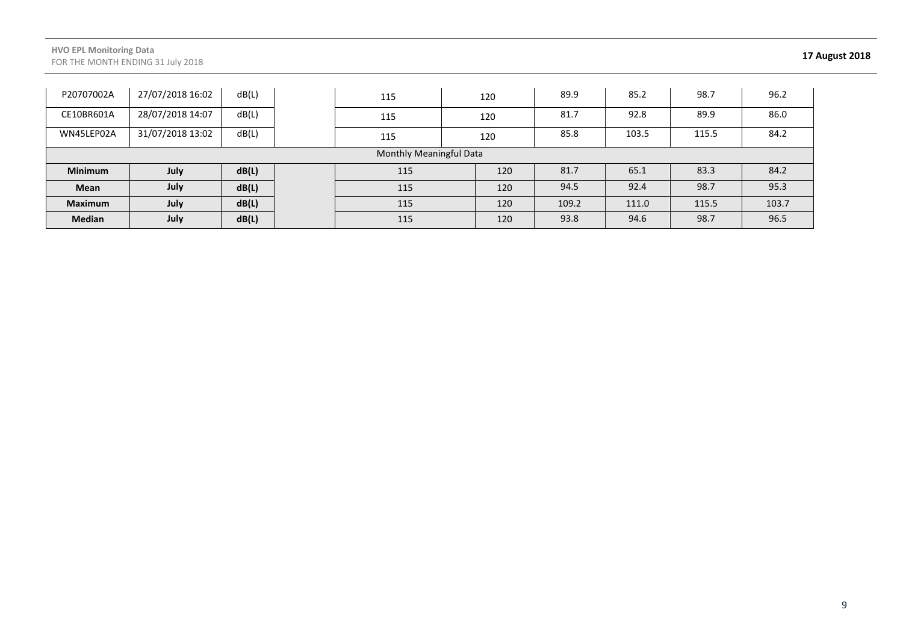| | | | | | | | | | |
|---|---|---|---|---|---|---|---|---|---|
| P20707002A | 27/07/2018 16:02 | dB(L) | | 115 | 120 | 89.9 | 85.2 | 98.7 | 96.2 |
| CE10BR601A | 28/07/2018 14:07 | dB(L) | | 115 | 120 | 81.7 | 92.8 | 89.9 | 86.0 |
| WN45LEP02A | 31/07/2018 13:02 | dB(L) | | 115 | 120 | 85.8 | 103.5 | 115.5 | 84.2 |
| Monthly Meaningful Data | | | | | | | | | |
| **Minimum** | **July** | **dB(L)** | | 115 | 120 | 81.7 | 65.1 | 83.3 | 84.2 |
| **Mean** | **July** | **dB(L)** | | 115 | 120 | 94.5 | 92.4 | 98.7 | 95.3 |
| **Maximum** | **July** | **dB(L)** | | 115 | 120 | 109.2 | 111.0 | 115.5 | 103.7 |
| **Median** | **July** | **dB(L)** | | 115 | 120 | 93.8 | 94.6 | 98.7 | 96.5 |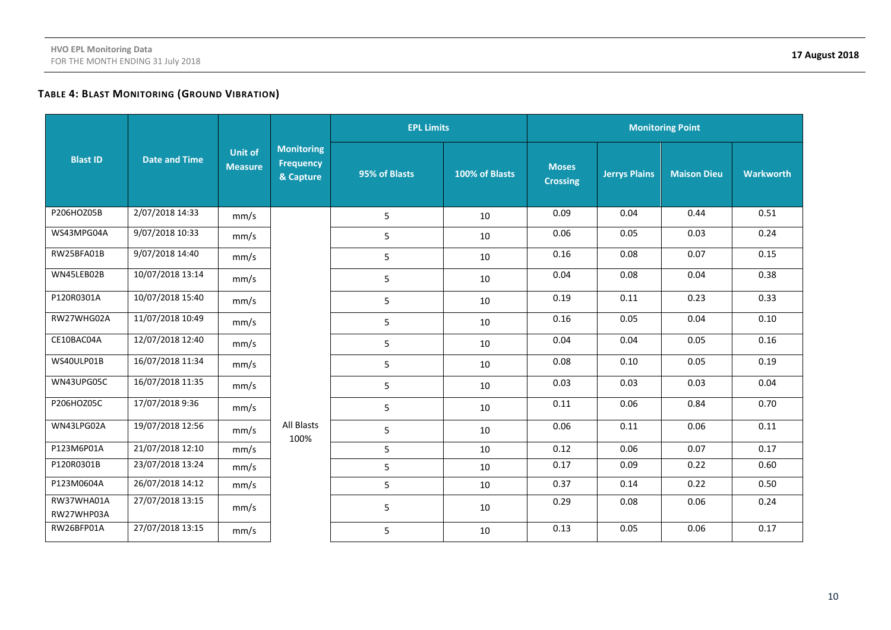### TABLE 4: BLAST MONITORING (GROUND VIBRATION)

| Blast ID | Date and Time | Unit of Measure | Monitoring Frequency & Capture | EPL Limits | | Monitoring Point | | | |
|---|---|---|---|---|---|---|---|---|---|
| | | | | 95% of Blasts | 100% of Blasts | Moses Crossing | Jerrys Plains | Maison Dieu | Warkworth |
| P206HOZ05B | 2/07/2018 14:33 | mm/s | All Blasts 100% | 5 | 10 | 0.09 | 0.04 | 0.44 | 0.51 |
| WS43MPG04A | 9/07/2018 10:33 | mm/s | | 5 | 10 | 0.06 | 0.05 | 0.03 | 0.24 |
| RW25BFA01B | 9/07/2018 14:40 | mm/s | | 5 | 10 | 0.16 | 0.08 | 0.07 | 0.15 |
| WN45LEB02B | 10/07/2018 13:14 | mm/s | | 5 | 10 | 0.04 | 0.08 | 0.04 | 0.38 |
| P120R0301A | 10/07/2018 15:40 | mm/s | | 5 | 10 | 0.19 | 0.11 | 0.23 | 0.33 |
| RW27WHG02A | 11/07/2018 10:49 | mm/s | | 5 | 10 | 0.16 | 0.05 | 0.04 | 0.10 |
| CE10BAC04A | 12/07/2018 12:40 | mm/s | | 5 | 10 | 0.04 | 0.04 | 0.05 | 0.16 |
| WS40ULP01B | 16/07/2018 11:34 | mm/s | | 5 | 10 | 0.08 | 0.10 | 0.05 | 0.19 |
| WN43UPG05C | 16/07/2018 11:35 | mm/s | | 5 | 10 | 0.03 | 0.03 | 0.03 | 0.04 |
| P206HOZ05C | 17/07/2018 9:36 | mm/s | | 5 | 10 | 0.11 | 0.06 | 0.84 | 0.70 |
| WN43LPG02A | 19/07/2018 12:56 | mm/s | | 5 | 10 | 0.06 | 0.11 | 0.06 | 0.11 |
| P123M6P01A | 21/07/2018 12:10 | mm/s | | 5 | 10 | 0.12 | 0.06 | 0.07 | 0.17 |
| P120R0301B | 23/07/2018 13:24 | mm/s | | 5 | 10 | 0.17 | 0.09 | 0.22 | 0.60 |
| P123M0604A | 26/07/2018 14:12 | mm/s | | 5 | 10 | 0.37 | 0.14 | 0.22 | 0.50 |
| RW37WHA01A RW27WHP03A | 27/07/2018 13:15 | mm/s | | 5 | 10 | 0.29 | 0.08 | 0.06 | 0.24 |
| RW26BFP01A | 27/07/2018 13:15 | mm/s | | 5 | 10 | 0.13 | 0.05 | 0.06 | 0.17 |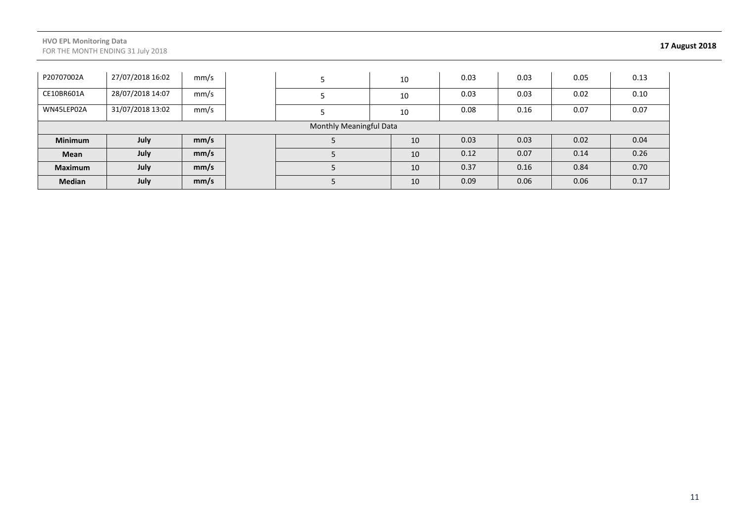| | | | | | | | | | |
|---|---|---|---|---|---|---|---|---|---|
| P20707002A | 27/07/2018 16:02 | mm/s | | 5 | 10 | 0.03 | 0.03 | 0.05 | 0.13 |
| CE10BR601A | 28/07/2018 14:07 | mm/s | | 5 | 10 | 0.03 | 0.03 | 0.02 | 0.10 |
| WN45LEP02A | 31/07/2018 13:02 | mm/s | | 5 | 10 | 0.08 | 0.16 | 0.07 | 0.07 |
| Monthly Meaningful Data | | | | | | | | | |
| **Minimum** | **July** | **mm/s** | | 5 | 10 | 0.03 | 0.03 | 0.02 | 0.04 |
| **Mean** | **July** | **mm/s** | | 5 | 10 | 0.12 | 0.07 | 0.14 | 0.26 |
| **Maximum** | **July** | **mm/s** | | 5 | 10 | 0.37 | 0.16 | 0.84 | 0.70 |
| **Median** | **July** | **mm/s** | | 5 | 10 | 0.09 | 0.06 | 0.06 | 0.17 |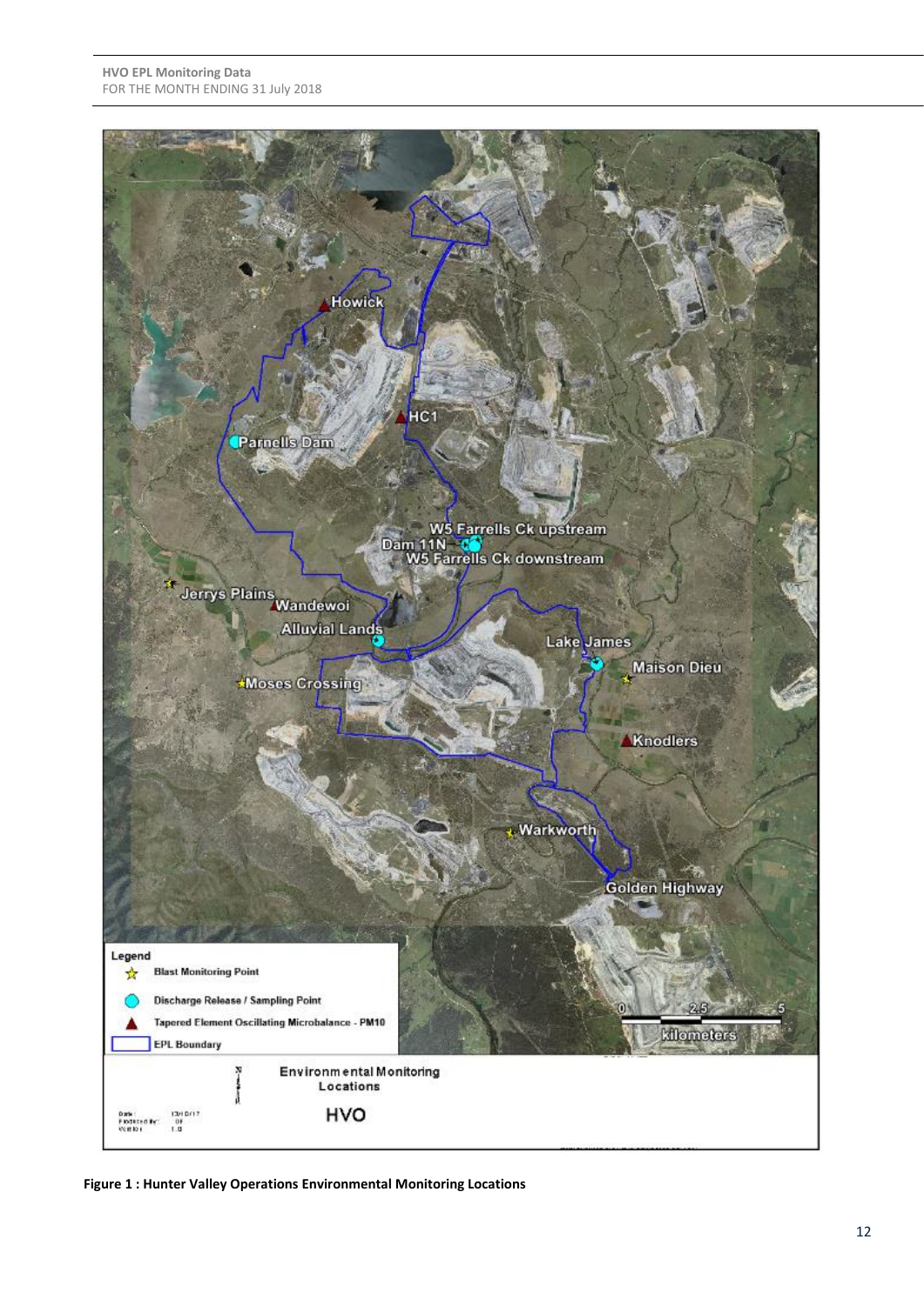Howick

HC1

Parnells Dam

W5 Farrells Ck upstream

Dam 11N

W5 Farrells Ck downstream

Jerrys Plains

Wandewoi

Alluvial Lands

Lake James

Maison Dieu

Moses Crossing

Knodlers

Warkworth

Golden Highway

Legend

Blast Monitoring Point

Discharge Release / Sampling Point

Tapered Element Oscillating Microbalance - PM10

EPL Boundary

0 2.5 5

kilometers

Environmental Monitoring Locations

HVO

**Figure 1 : Hunter Valley Operations Environmental Monitoring Locations**